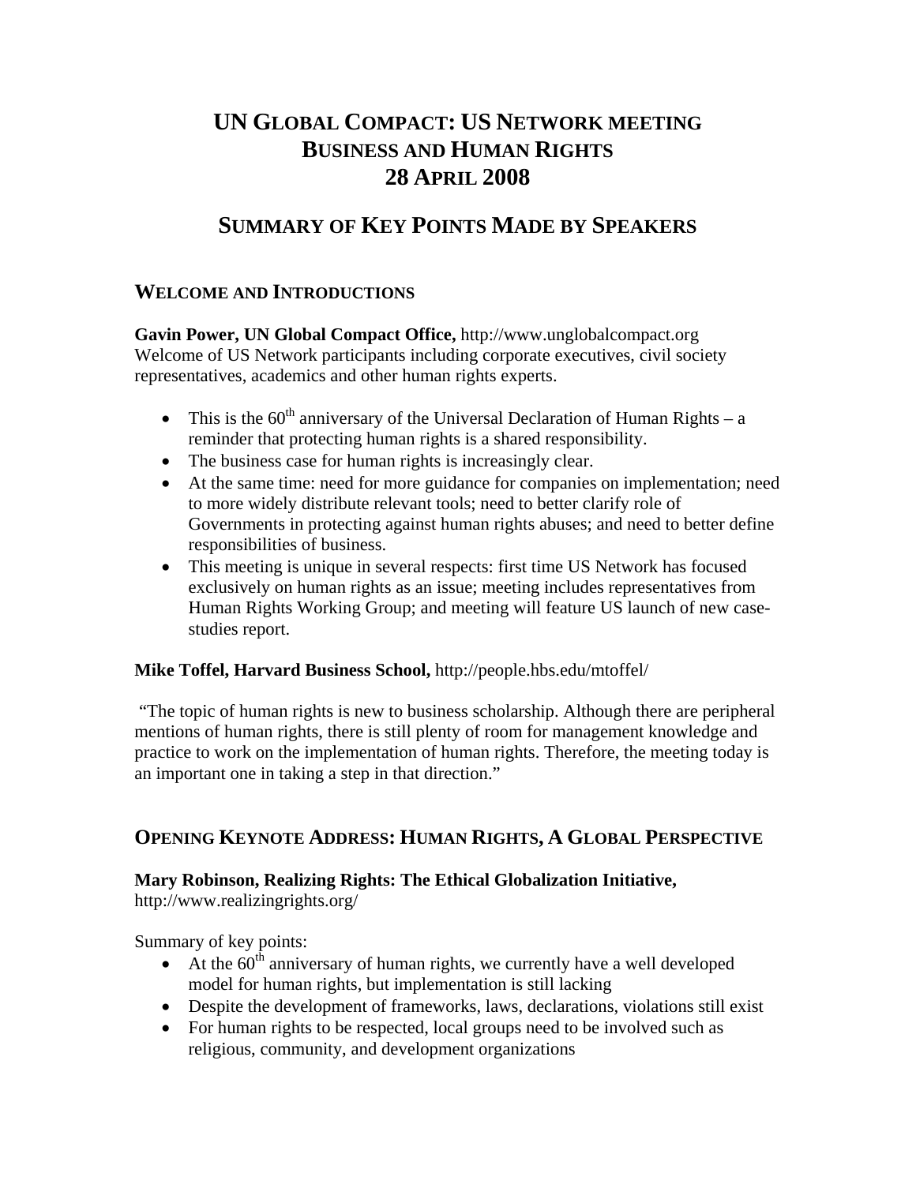# UN GLOBAL COMPACT: US NETWORK MEETING
# BUSINESS AND HUMAN RIGHTS
# 28 APRIL 2008

## SUMMARY OF KEY POINTS MADE BY SPEAKERS

### WELCOME AND INTRODUCTIONS

**Gavin Power, UN Global Compact Office,** http://www.unglobalcompact.org
Welcome of US Network participants including corporate executives, civil society representatives, academics and other human rights experts.

- This is the 60th anniversary of the Universal Declaration of Human Rights – a reminder that protecting human rights is a shared responsibility.
- The business case for human rights is increasingly clear.
- At the same time: need for more guidance for companies on implementation; need to more widely distribute relevant tools; need to better clarify role of Governments in protecting against human rights abuses; and need to better define responsibilities of business.
- This meeting is unique in several respects: first time US Network has focused exclusively on human rights as an issue; meeting includes representatives from Human Rights Working Group; and meeting will feature US launch of new case-studies report.

**Mike Toffel, Harvard Business School,** http://people.hbs.edu/mtoffel/

"The topic of human rights is new to business scholarship. Although there are peripheral mentions of human rights, there is still plenty of room for management knowledge and practice to work on the implementation of human rights. Therefore, the meeting today is an important one in taking a step in that direction."

### OPENING KEYNOTE ADDRESS: HUMAN RIGHTS, A GLOBAL PERSPECTIVE

**Mary Robinson, Realizing Rights: The Ethical Globalization Initiative,**
http://www.realizingrights.org/

Summary of key points:

- At the 60th anniversary of human rights, we currently have a well developed model for human rights, but implementation is still lacking
- Despite the development of frameworks, laws, declarations, violations still exist
- For human rights to be respected, local groups need to be involved such as religious, community, and development organizations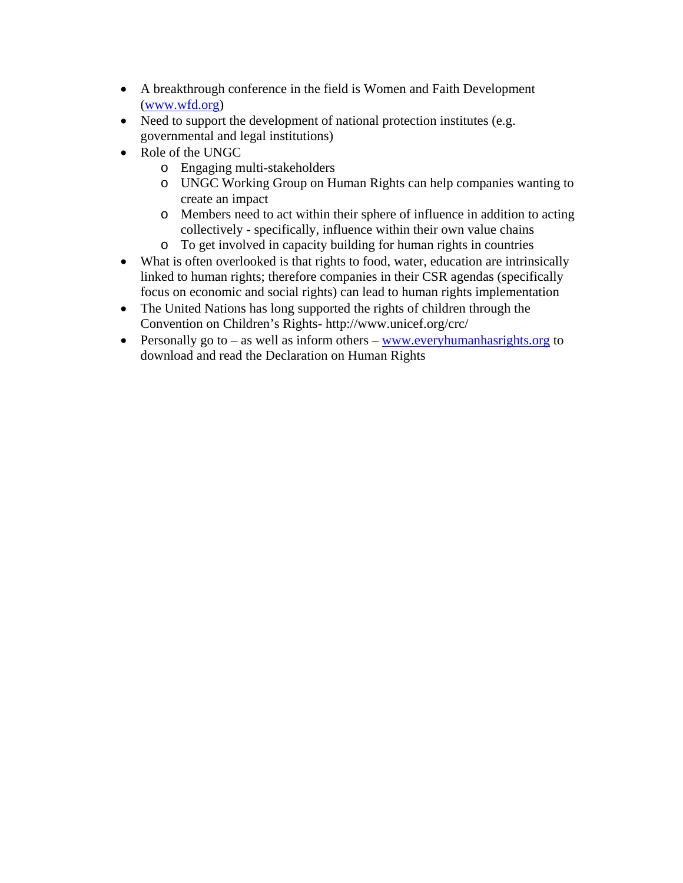- A breakthrough conference in the field is Women and Faith Development (www.wfd.org)
- Need to support the development of national protection institutes (e.g. governmental and legal institutions)
- Role of the UNGC
    - Engaging multi-stakeholders
    - UNGC Working Group on Human Rights can help companies wanting to create an impact
    - Members need to act within their sphere of influence in addition to acting collectively - specifically, influence within their own value chains
    - To get involved in capacity building for human rights in countries
- What is often overlooked is that rights to food, water, education are intrinsically linked to human rights; therefore companies in their CSR agendas (specifically focus on economic and social rights) can lead to human rights implementation
- The United Nations has long supported the rights of children through the Convention on Children's Rights- http://www.unicef.org/crc/
- Personally go to – as well as inform others – www.everyhumanhasrights.org to download and read the Declaration on Human Rights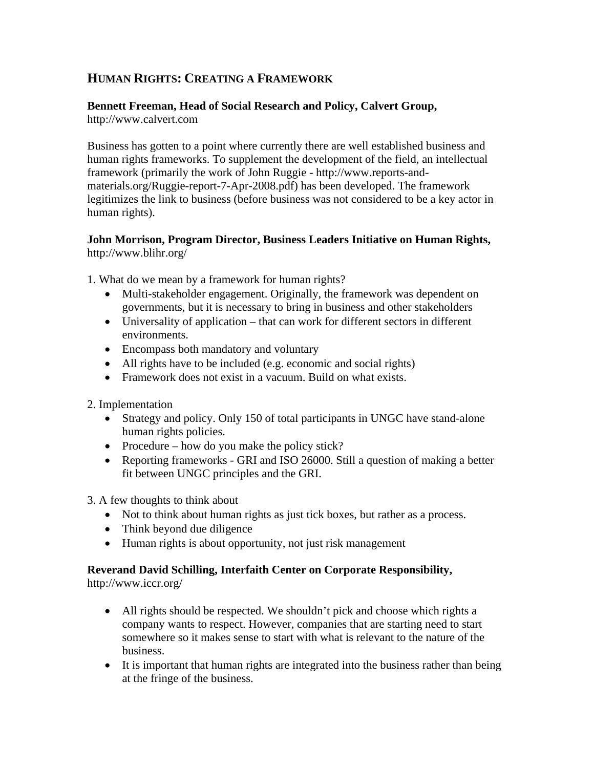## Human Rights: Creating a Framework

**Bennett Freeman, Head of Social Research and Policy, Calvert Group,**
http://www.calvert.com

Business has gotten to a point where currently there are well established business and human rights frameworks. To supplement the development of the field, an intellectual framework (primarily the work of John Ruggie - http://www.reports-and-materials.org/Ruggie-report-7-Apr-2008.pdf) has been developed. The framework legitimizes the link to business (before business was not considered to be a key actor in human rights).

**John Morrison, Program Director, Business Leaders Initiative on Human Rights,**
http://www.blihr.org/

1. What do we mean by a framework for human rights?
   - Multi-stakeholder engagement. Originally, the framework was dependent on governments, but it is necessary to bring in business and other stakeholders
   - Universality of application – that can work for different sectors in different environments.
   - Encompass both mandatory and voluntary
   - All rights have to be included (e.g. economic and social rights)
   - Framework does not exist in a vacuum. Build on what exists.

2. Implementation
   - Strategy and policy. Only 150 of total participants in UNGC have stand-alone human rights policies.
   - Procedure – how do you make the policy stick?
   - Reporting frameworks - GRI and ISO 26000. Still a question of making a better fit between UNGC principles and the GRI.

3. A few thoughts to think about
   - Not to think about human rights as just tick boxes, but rather as a process.
   - Think beyond due diligence
   - Human rights is about opportunity, not just risk management

**Reverand David Schilling, Interfaith Center on Corporate Responsibility,**
http://www.iccr.org/

- All rights should be respected. We shouldn't pick and choose which rights a company wants to respect. However, companies that are starting need to start somewhere so it makes sense to start with what is relevant to the nature of the business.
- It is important that human rights are integrated into the business rather than being at the fringe of the business.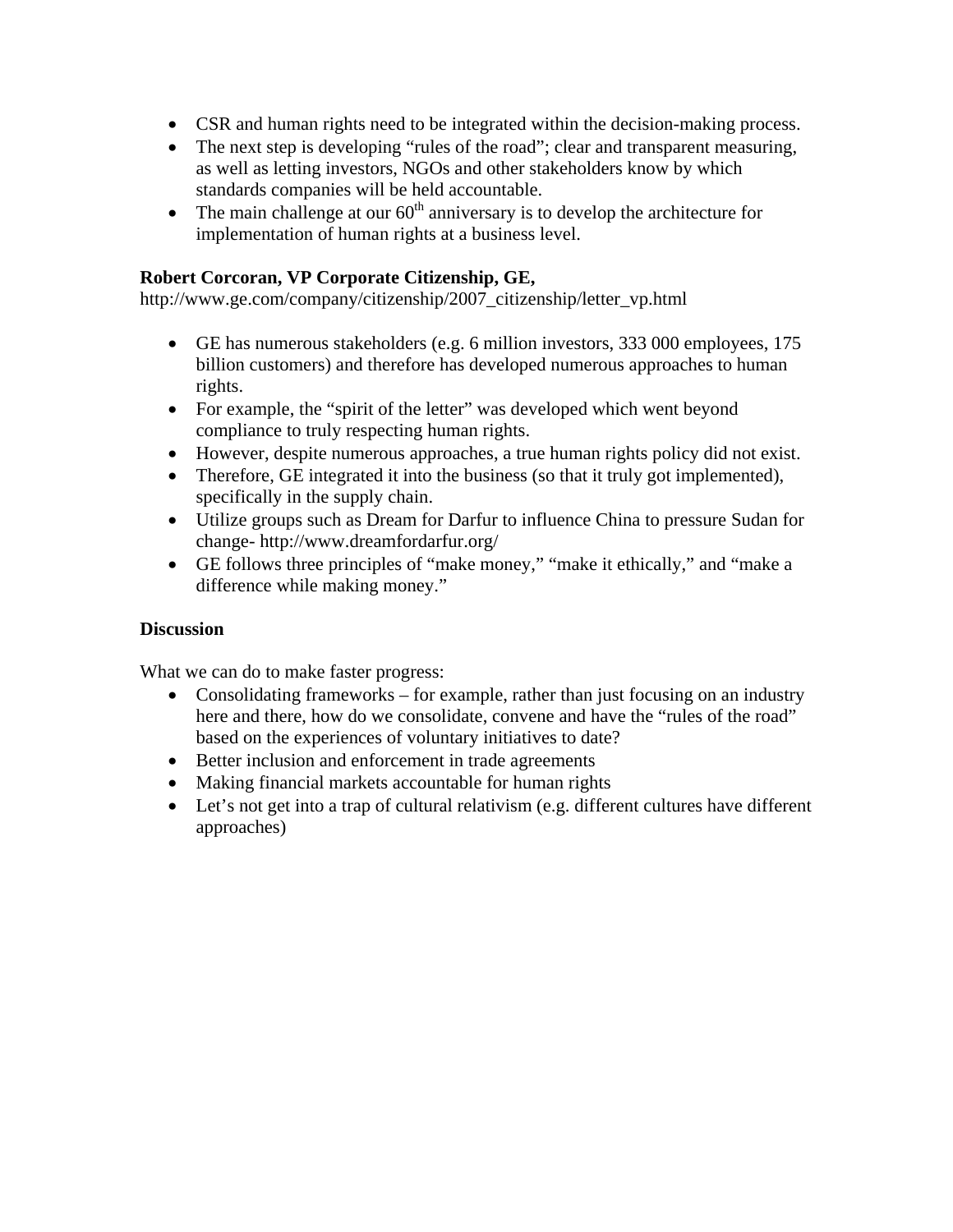- CSR and human rights need to be integrated within the decision-making process.
- The next step is developing "rules of the road"; clear and transparent measuring, as well as letting investors, NGOs and other stakeholders know by which standards companies will be held accountable.
- The main challenge at our 60th anniversary is to develop the architecture for implementation of human rights at a business level.

**Robert Corcoran, VP Corporate Citizenship, GE,**
http://www.ge.com/company/citizenship/2007_citizenship/letter_vp.html

- GE has numerous stakeholders (e.g. 6 million investors, 333 000 employees, 175 billion customers) and therefore has developed numerous approaches to human rights.
- For example, the "spirit of the letter" was developed which went beyond compliance to truly respecting human rights.
- However, despite numerous approaches, a true human rights policy did not exist.
- Therefore, GE integrated it into the business (so that it truly got implemented), specifically in the supply chain.
- Utilize groups such as Dream for Darfur to influence China to pressure Sudan for change- http://www.dreamfordarfur.org/
- GE follows three principles of "make money," "make it ethically," and "make a difference while making money."

**Discussion**

What we can do to make faster progress:

- Consolidating frameworks – for example, rather than just focusing on an industry here and there, how do we consolidate, convene and have the "rules of the road" based on the experiences of voluntary initiatives to date?
- Better inclusion and enforcement in trade agreements
- Making financial markets accountable for human rights
- Let's not get into a trap of cultural relativism (e.g. different cultures have different approaches)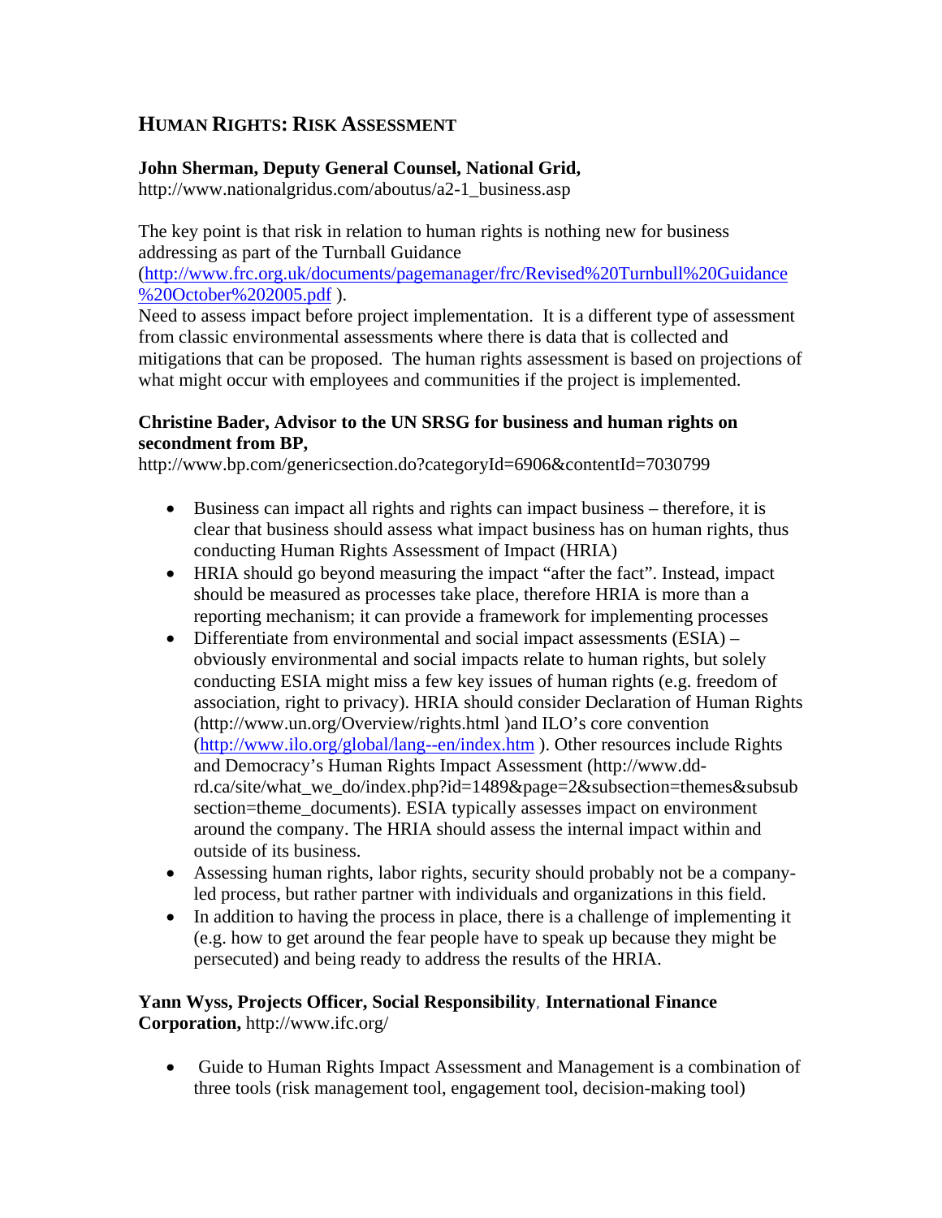## HUMAN RIGHTS: RISK ASSESSMENT

**John Sherman, Deputy General Counsel, National Grid,**
http://www.nationalgridus.com/aboutus/a2-1_business.asp

The key point is that risk in relation to human rights is nothing new for business addressing as part of the Turnball Guidance (http://www.frc.org.uk/documents/pagemanager/frc/Revised%20Turnbull%20Guidance%20October%202005.pdf ).
Need to assess impact before project implementation. It is a different type of assessment from classic environmental assessments where there is data that is collected and mitigations that can be proposed. The human rights assessment is based on projections of what might occur with employees and communities if the project is implemented.

**Christine Bader, Advisor to the UN SRSG for business and human rights on secondment from BP,**
http://www.bp.com/genericsection.do?categoryId=6906&contentId=7030799

- Business can impact all rights and rights can impact business – therefore, it is clear that business should assess what impact business has on human rights, thus conducting Human Rights Assessment of Impact (HRIA)
- HRIA should go beyond measuring the impact "after the fact". Instead, impact should be measured as processes take place, therefore HRIA is more than a reporting mechanism; it can provide a framework for implementing processes
- Differentiate from environmental and social impact assessments (ESIA) – obviously environmental and social impacts relate to human rights, but solely conducting ESIA might miss a few key issues of human rights (e.g. freedom of association, right to privacy). HRIA should consider Declaration of Human Rights (http://www.un.org/Overview/rights.html )and ILO's core convention (http://www.ilo.org/global/lang--en/index.htm ). Other resources include Rights and Democracy's Human Rights Impact Assessment (http://www.dd-rd.ca/site/what_we_do/index.php?id=1489&page=2&subsection=themes&subsubsection=theme_documents). ESIA typically assesses impact on environment around the company. The HRIA should assess the internal impact within and outside of its business.
- Assessing human rights, labor rights, security should probably not be a company-led process, but rather partner with individuals and organizations in this field.
- In addition to having the process in place, there is a challenge of implementing it (e.g. how to get around the fear people have to speak up because they might be persecuted) and being ready to address the results of the HRIA.

**Yann Wyss, Projects Officer, Social Responsibility, International Finance Corporation,** http://www.ifc.org/

- Guide to Human Rights Impact Assessment and Management is a combination of three tools (risk management tool, engagement tool, decision-making tool)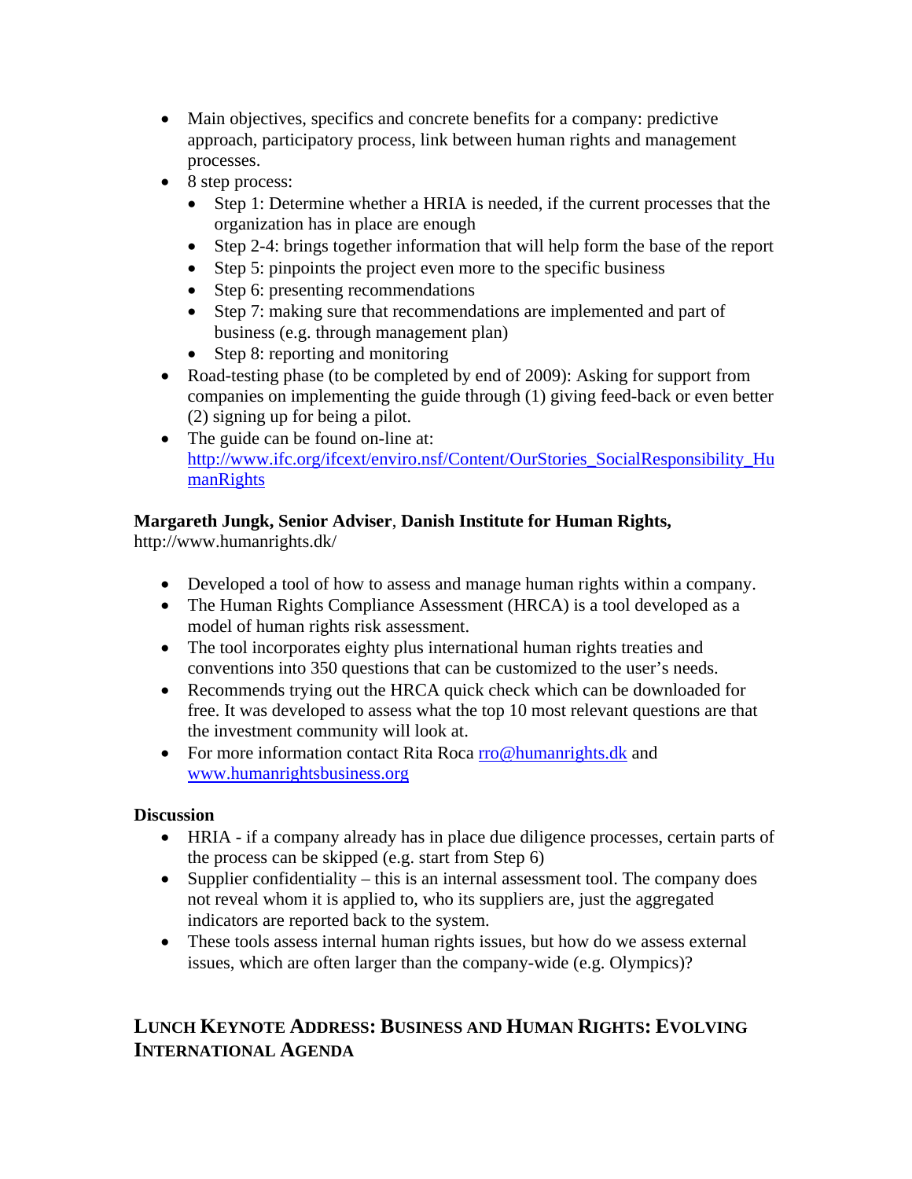- Main objectives, specifics and concrete benefits for a company: predictive approach, participatory process, link between human rights and management processes.
- 8 step process:
  - Step 1: Determine whether a HRIA is needed, if the current processes that the organization has in place are enough
  - Step 2-4: brings together information that will help form the base of the report
  - Step 5: pinpoints the project even more to the specific business
  - Step 6: presenting recommendations
  - Step 7: making sure that recommendations are implemented and part of business (e.g. through management plan)
  - Step 8: reporting and monitoring
- Road-testing phase (to be completed by end of 2009): Asking for support from companies on implementing the guide through (1) giving feed-back or even better (2) signing up for being a pilot.
- The guide can be found on-line at: [http://www.ifc.org/ifcext/enviro.nsf/Content/OurStories_SocialResponsibility_HumanRights](http://www.ifc.org/ifcext/enviro.nsf/Content/OurStories_SocialResponsibility_HumanRights)

**Margareth Jungk, Senior Adviser**, **Danish Institute for Human Rights,**
http://www.humanrights.dk/

- Developed a tool of how to assess and manage human rights within a company.
- The Human Rights Compliance Assessment (HRCA) is a tool developed as a model of human rights risk assessment.
- The tool incorporates eighty plus international human rights treaties and conventions into 350 questions that can be customized to the user's needs.
- Recommends trying out the HRCA quick check which can be downloaded for free. It was developed to assess what the top 10 most relevant questions are that the investment community will look at.
- For more information contact Rita Roca [rro@humanrights.dk](mailto:rro@humanrights.dk) and [www.humanrightsbusiness.org](http://www.humanrightsbusiness.org)

**Discussion**

- HRIA - if a company already has in place due diligence processes, certain parts of the process can be skipped (e.g. start from Step 6)
- Supplier confidentiality – this is an internal assessment tool. The company does not reveal whom it is applied to, who its suppliers are, just the aggregated indicators are reported back to the system.
- These tools assess internal human rights issues, but how do we assess external issues, which are often larger than the company-wide (e.g. Olympics)?

## LUNCH KEYNOTE ADDRESS: BUSINESS AND HUMAN RIGHTS: EVOLVING INTERNATIONAL AGENDA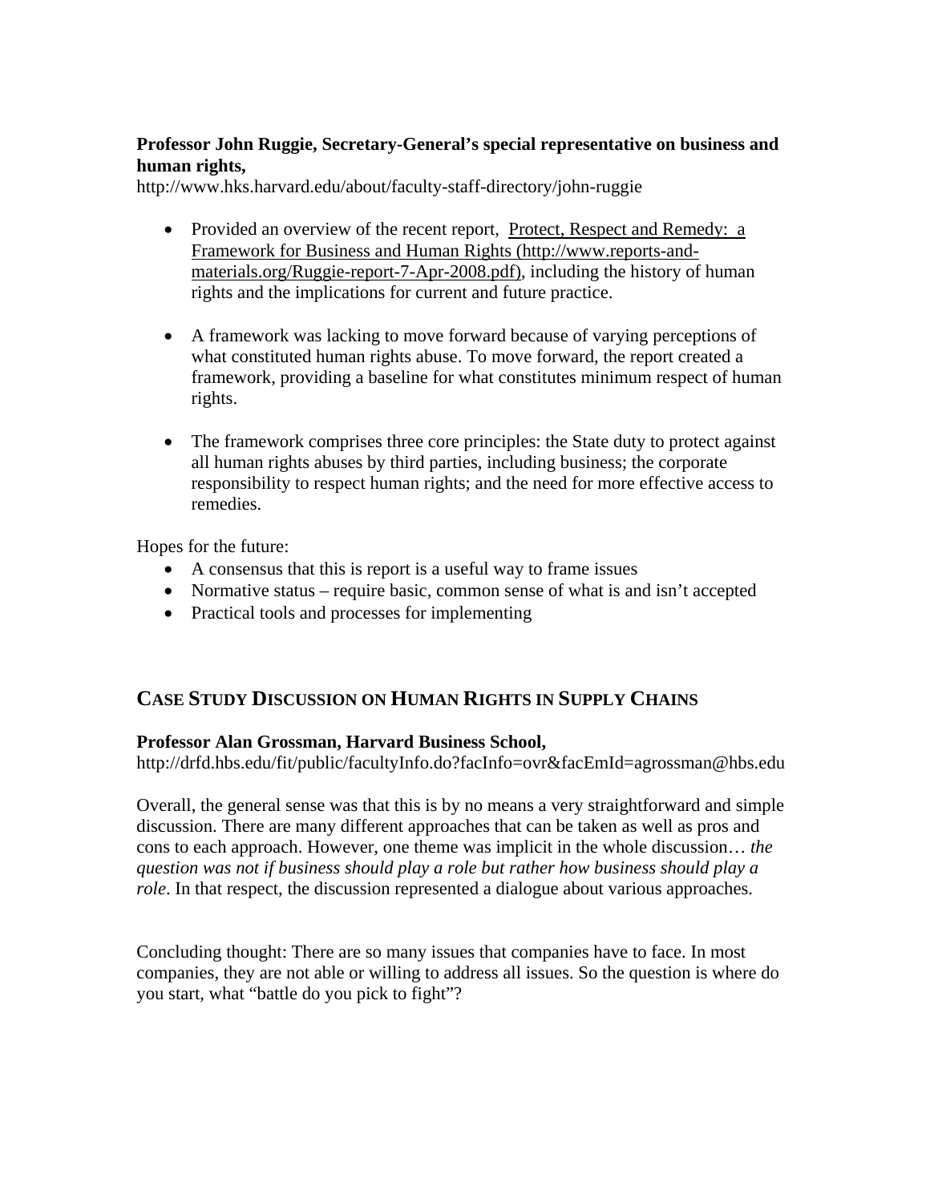**Professor John Ruggie, Secretary-General's special representative on business and human rights,**
http://www.hks.harvard.edu/about/faculty-staff-directory/john-ruggie

- Provided an overview of the recent report, Protect, Respect and Remedy: a Framework for Business and Human Rights (http://www.reports-and-materials.org/Ruggie-report-7-Apr-2008.pdf), including the history of human rights and the implications for current and future practice.

- A framework was lacking to move forward because of varying perceptions of what constituted human rights abuse. To move forward, the report created a framework, providing a baseline for what constitutes minimum respect of human rights.

- The framework comprises three core principles: the State duty to protect against all human rights abuses by third parties, including business; the corporate responsibility to respect human rights; and the need for more effective access to remedies.

Hopes for the future:

- A consensus that this is report is a useful way to frame issues
- Normative status – require basic, common sense of what is and isn't accepted
- Practical tools and processes for implementing

## CASE STUDY DISCUSSION ON HUMAN RIGHTS IN SUPPLY CHAINS

**Professor Alan Grossman, Harvard Business School,**
http://drfd.hbs.edu/fit/public/facultyInfo.do?facInfo=ovr&facEmId=agrossman@hbs.edu

Overall, the general sense was that this is by no means a very straightforward and simple discussion. There are many different approaches that can be taken as well as pros and cons to each approach. However, one theme was implicit in the whole discussion… *the question was not if business should play a role but rather how business should play a role*. In that respect, the discussion represented a dialogue about various approaches.

Concluding thought: There are so many issues that companies have to face. In most companies, they are not able or willing to address all issues. So the question is where do you start, what "battle do you pick to fight"?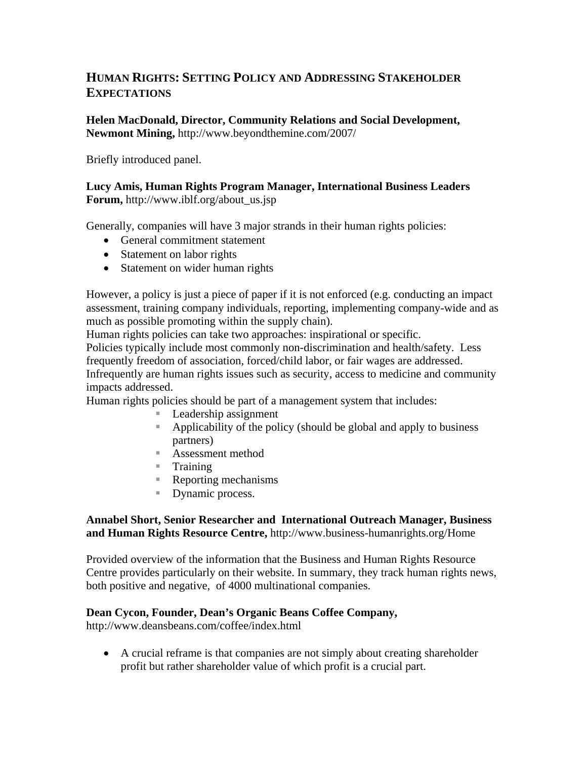## HUMAN RIGHTS: SETTING POLICY AND ADDRESSING STAKEHOLDER EXPECTATIONS

**Helen MacDonald, Director, Community Relations and Social Development, Newmont Mining,** http://www.beyondthemine.com/2007/

Briefly introduced panel.

**Lucy Amis, Human Rights Program Manager, International Business Leaders Forum,** http://www.iblf.org/about_us.jsp

Generally, companies will have 3 major strands in their human rights policies:

- General commitment statement
- Statement on labor rights
- Statement on wider human rights

However, a policy is just a piece of paper if it is not enforced (e.g. conducting an impact assessment, training company individuals, reporting, implementing company-wide and as much as possible promoting within the supply chain).
Human rights policies can take two approaches: inspirational or specific.
Policies typically include most commonly non-discrimination and health/safety. Less frequently freedom of association, forced/child labor, or fair wages are addressed. Infrequently are human rights issues such as security, access to medicine and community impacts addressed.
Human rights policies should be part of a management system that includes:

- Leadership assignment
- Applicability of the policy (should be global and apply to business partners)
- Assessment method
- Training
- Reporting mechanisms
- Dynamic process.

**Annabel Short, Senior Researcher and International Outreach Manager, Business and Human Rights Resource Centre,** http://www.business-humanrights.org/Home

Provided overview of the information that the Business and Human Rights Resource Centre provides particularly on their website. In summary, they track human rights news, both positive and negative, of 4000 multinational companies.

**Dean Cycon, Founder, Dean's Organic Beans Coffee Company,** http://www.deansbeans.com/coffee/index.html

- A crucial reframe is that companies are not simply about creating shareholder profit but rather shareholder value of which profit is a crucial part.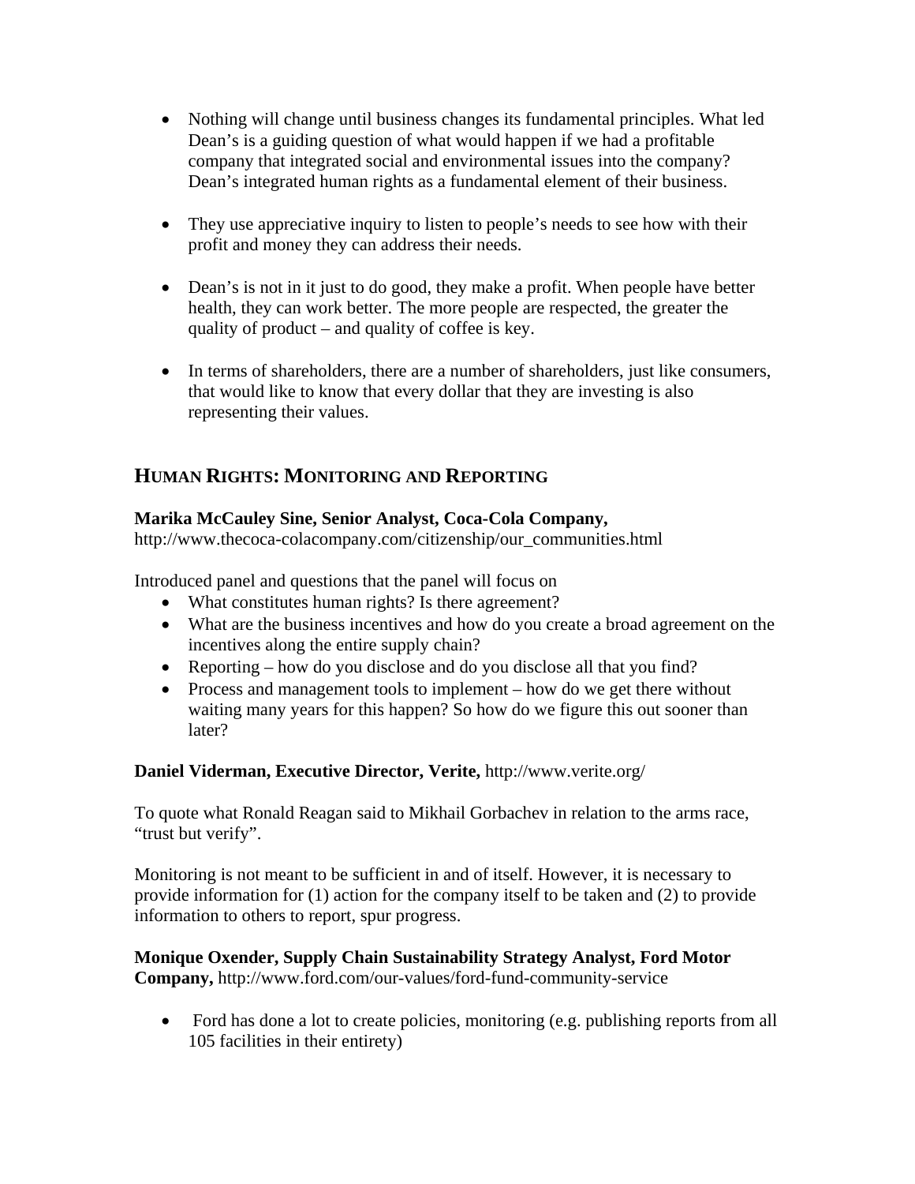- Nothing will change until business changes its fundamental principles. What led Dean's is a guiding question of what would happen if we had a profitable company that integrated social and environmental issues into the company? Dean's integrated human rights as a fundamental element of their business.

- They use appreciative inquiry to listen to people's needs to see how with their profit and money they can address their needs.

- Dean's is not in it just to do good, they make a profit. When people have better health, they can work better. The more people are respected, the greater the quality of product – and quality of coffee is key.

- In terms of shareholders, there are a number of shareholders, just like consumers, that would like to know that every dollar that they are investing is also representing their values.

## HUMAN RIGHTS: MONITORING AND REPORTING

**Marika McCauley Sine, Senior Analyst, Coca-Cola Company,** http://www.thecoca-colacompany.com/citizenship/our_communities.html

Introduced panel and questions that the panel will focus on

- What constitutes human rights? Is there agreement?
- What are the business incentives and how do you create a broad agreement on the incentives along the entire supply chain?
- Reporting – how do you disclose and do you disclose all that you find?
- Process and management tools to implement – how do we get there without waiting many years for this happen? So how do we figure this out sooner than later?

**Daniel Viderman, Executive Director, Verite,** http://www.verite.org/

To quote what Ronald Reagan said to Mikhail Gorbachev in relation to the arms race, "trust but verify".

Monitoring is not meant to be sufficient in and of itself. However, it is necessary to provide information for (1) action for the company itself to be taken and (2) to provide information to others to report, spur progress.

**Monique Oxender, Supply Chain Sustainability Strategy Analyst, Ford Motor Company,** http://www.ford.com/our-values/ford-fund-community-service

- Ford has done a lot to create policies, monitoring (e.g. publishing reports from all 105 facilities in their entirety)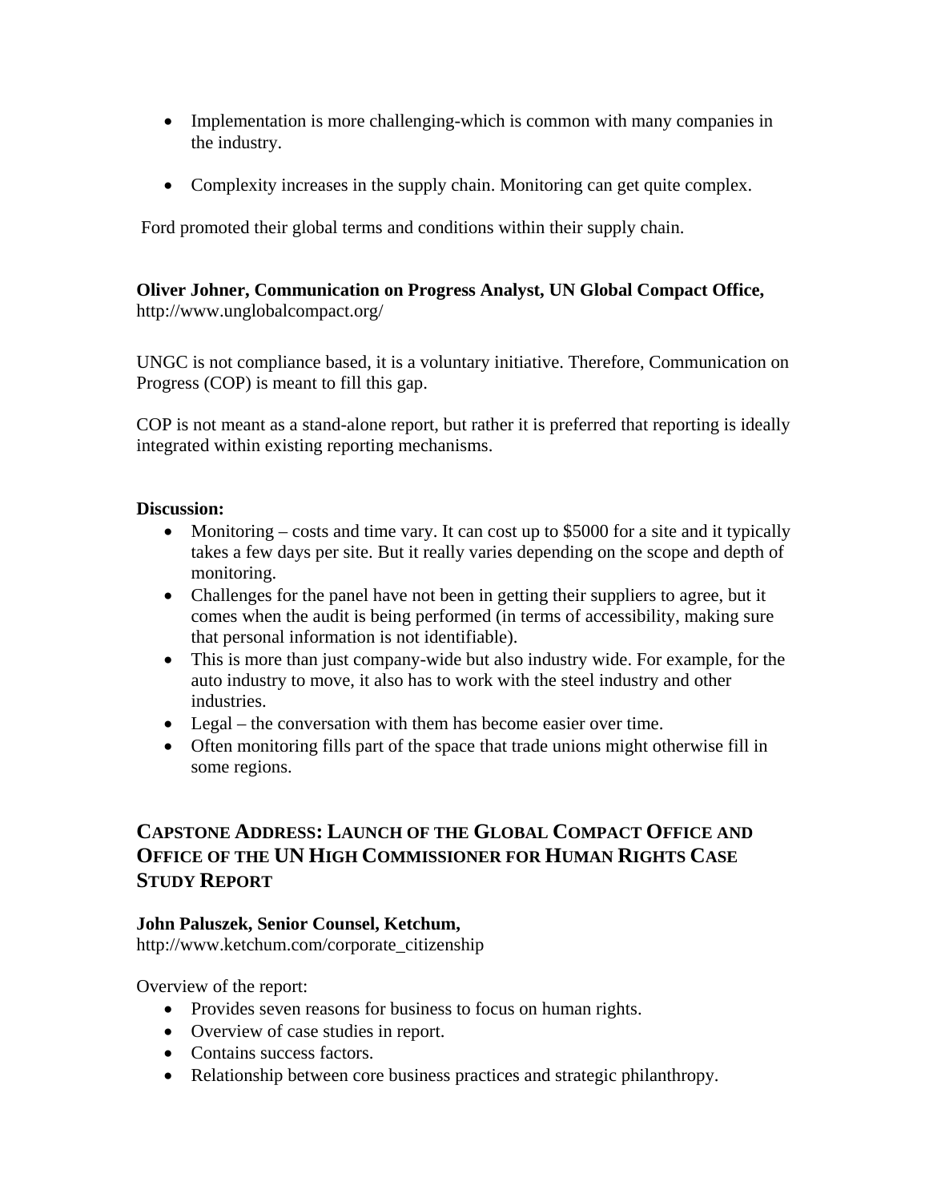- Implementation is more challenging-which is common with many companies in the industry.

- Complexity increases in the supply chain. Monitoring can get quite complex.

Ford promoted their global terms and conditions within their supply chain.

**Oliver Johner, Communication on Progress Analyst, UN Global Compact Office,** http://www.unglobalcompact.org/

UNGC is not compliance based, it is a voluntary initiative. Therefore, Communication on Progress (COP) is meant to fill this gap.

COP is not meant as a stand-alone report, but rather it is preferred that reporting is ideally integrated within existing reporting mechanisms.

**Discussion:**

- Monitoring – costs and time vary. It can cost up to $5000 for a site and it typically takes a few days per site. But it really varies depending on the scope and depth of monitoring.
- Challenges for the panel have not been in getting their suppliers to agree, but it comes when the audit is being performed (in terms of accessibility, making sure that personal information is not identifiable).
- This is more than just company-wide but also industry wide. For example, for the auto industry to move, it also has to work with the steel industry and other industries.
- Legal – the conversation with them has become easier over time.
- Often monitoring fills part of the space that trade unions might otherwise fill in some regions.

## CAPSTONE ADDRESS: LAUNCH OF THE GLOBAL COMPACT OFFICE AND OFFICE OF THE UN HIGH COMMISSIONER FOR HUMAN RIGHTS CASE STUDY REPORT

**John Paluszek, Senior Counsel, Ketchum,** http://www.ketchum.com/corporate_citizenship

Overview of the report:

- Provides seven reasons for business to focus on human rights.
- Overview of case studies in report.
- Contains success factors.
- Relationship between core business practices and strategic philanthropy.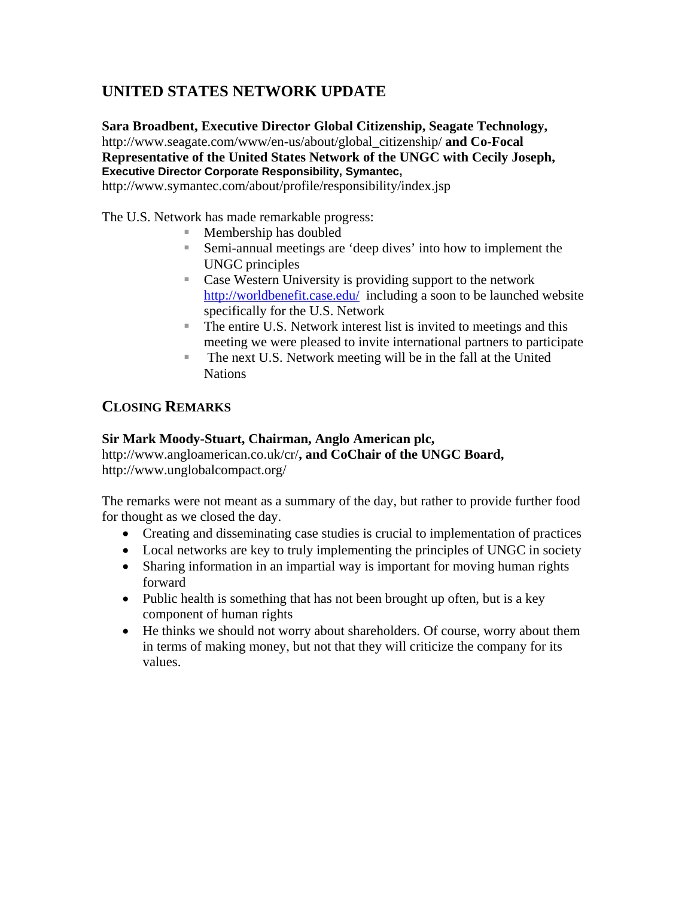## UNITED STATES NETWORK UPDATE

**Sara Broadbent, Executive Director Global Citizenship, Seagate Technology,** http://www.seagate.com/www/en-us/about/global_citizenship/ **and Co-Focal Representative of the United States Network of the UNGC with Cecily Joseph, Executive Director Corporate Responsibility, Symantec,** http://www.symantec.com/about/profile/responsibility/index.jsp

The U.S. Network has made remarkable progress:

- Membership has doubled
- Semi-annual meetings are 'deep dives' into how to implement the UNGC principles
- Case Western University is providing support to the network http://worldbenefit.case.edu/ including a soon to be launched website specifically for the U.S. Network
- The entire U.S. Network interest list is invited to meetings and this meeting we were pleased to invite international partners to participate
- The next U.S. Network meeting will be in the fall at the United Nations

## CLOSING REMARKS

**Sir Mark Moody-Stuart, Chairman, Anglo American plc,** http://www.angloamerican.co.uk/cr/**, and CoChair of the UNGC Board,** http://www.unglobalcompact.org/

The remarks were not meant as a summary of the day, but rather to provide further food for thought as we closed the day.

- Creating and disseminating case studies is crucial to implementation of practices
- Local networks are key to truly implementing the principles of UNGC in society
- Sharing information in an impartial way is important for moving human rights forward
- Public health is something that has not been brought up often, but is a key component of human rights
- He thinks we should not worry about shareholders. Of course, worry about them in terms of making money, but not that they will criticize the company for its values.